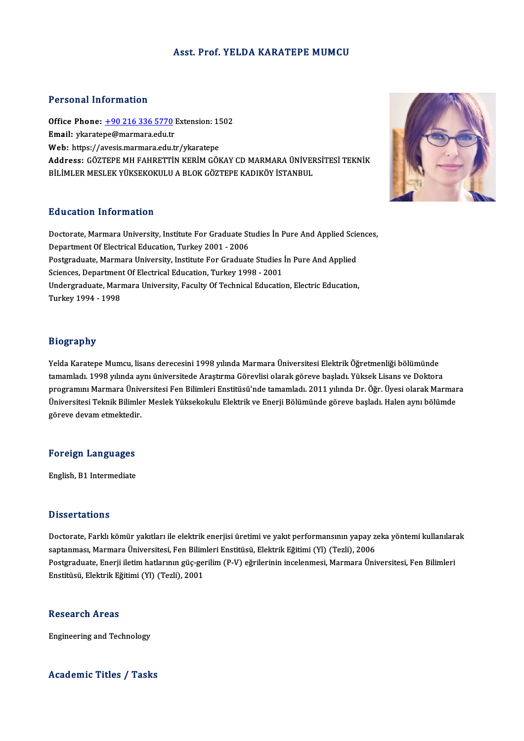# Asst. Prof. YELDA KARATEPE MUMCU

## Personal Information

**Office Phone:** +90 216 336 5770 Extension: 1502
**Email:** ykaratepe@marmara.edu.tr
**Web:** https://avesis.marmara.edu.tr/ykaratepe
**Address:** GÖZTEPE MH FAHRETTİN KERİM GÖKAY CD MARMARA ÜNİVERSİTESİ TEKNİK BİLİMLER MESLEK YÜKSEKOKULU A BLOK GÖZTEPE KADIKÖY İSTANBUL

## Education Information

Doctorate, Marmara University, Institute For Graduate Studies İn Pure And Applied Sciences, Department Of Electrical Education, Turkey 2001 - 2006
Postgraduate, Marmara University, Institute For Graduate Studies İn Pure And Applied Sciences, Department Of Electrical Education, Turkey 1998 - 2001
Undergraduate, Marmara University, Faculty Of Technical Education, Electric Education, Turkey 1994 - 1998

## Biography

Yelda Karatepe Mumcu, lisans derecesini 1998 yılında Marmara Üniversitesi Elektrik Öğretmenliği bölümünde tamamladı. 1998 yılında aynı üniversitede Araştırma Görevlisi olarak göreve başladı. Yüksek Lisans ve Doktora programını Marmara Üniversitesi Fen Bilimleri Enstitüsü'nde tamamladı. 2011 yılında Dr. Öğr. Üyesi olarak Marmara Üniversitesi Teknik Bilimler Meslek Yüksekokulu Elektrik ve Enerji Bölümünde göreve başladı. Halen aynı bölümde göreve devam etmektedir.

## Foreign Languages

English, B1 Intermediate

## Dissertations

Doctorate, Farklı kömür yakıtları ile elektrik enerjisi üretimi ve yakıt performansının yapay zeka yöntemi kullanılarak saptanması, Marmara Üniversitesi, Fen Bilimleri Enstitüsü, Elektrik Eğitimi (Yl) (Tezli), 2006
Postgraduate, Enerji iletim hatlarının güç-gerilim (P-V) eğrilerinin incelenmesi, Marmara Üniversitesi, Fen Bilimleri Enstitüsü, Elektrik Eğitimi (Yl) (Tezli), 2001

## Research Areas

Engineering and Technology

## Academic Titles / Tasks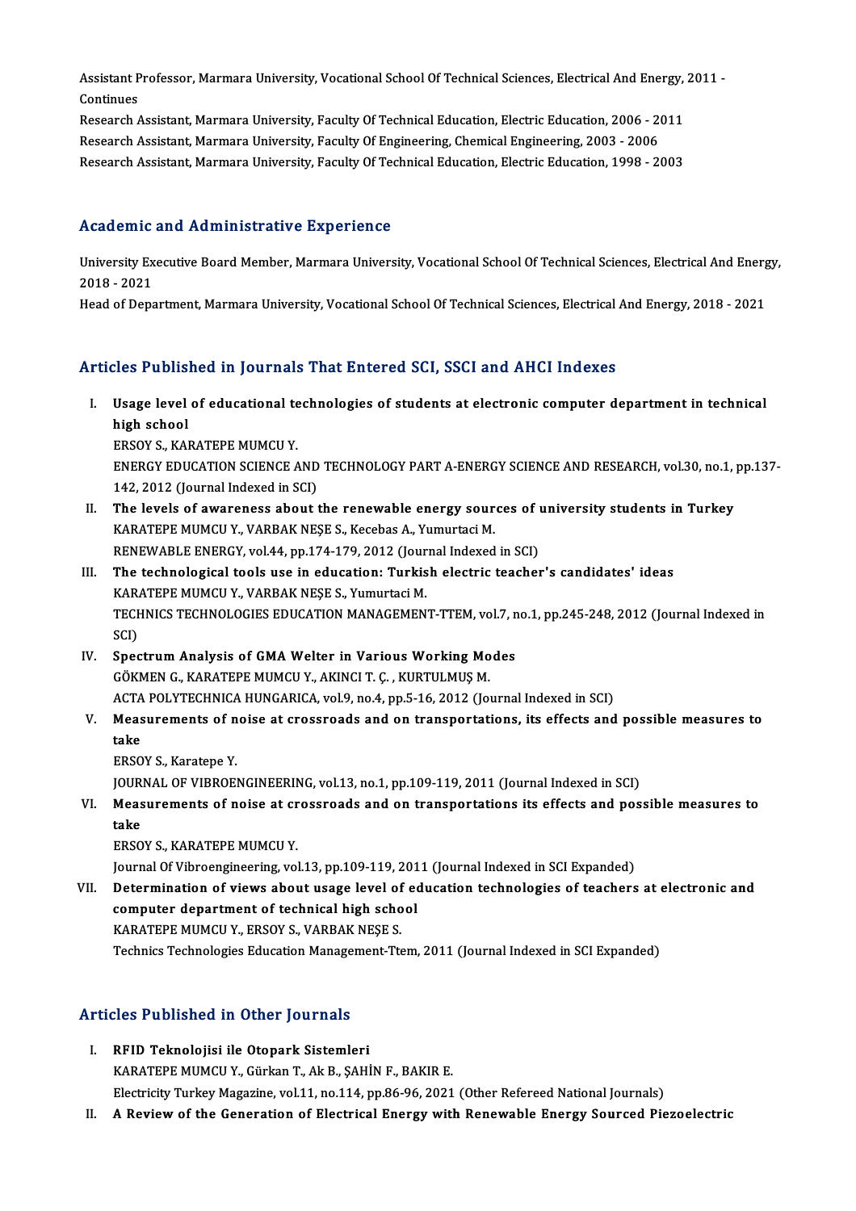Assistant Professor, Marmara University, Vocational School Of Technical Sciences, Electrical And Energy, 2011 - Continues
Research Assistant, Marmara University, Faculty Of Technical Education, Electric Education, 2006 - 2011
Research Assistant, Marmara University, Faculty Of Engineering, Chemical Engineering, 2003 - 2006
Research Assistant, Marmara University, Faculty Of Technical Education, Electric Education, 1998 - 2003

## Academic and Administrative Experience

University Executive Board Member, Marmara University, Vocational School Of Technical Sciences, Electrical And Energy, 2018 - 2021
Head of Department, Marmara University, Vocational School Of Technical Sciences, Electrical And Energy, 2018 - 2021

## Articles Published in Journals That Entered SCI, SSCI and AHCI Indexes

I. **Usage level of educational technologies of students at electronic computer department in technical high school**
ERSOY S., KARATEPE MUMCU Y.
ENERGY EDUCATION SCIENCE AND TECHNOLOGY PART A-ENERGY SCIENCE AND RESEARCH, vol.30, no.1, pp.137-142, 2012 (Journal Indexed in SCI)

II. **The levels of awareness about the renewable energy sources of university students in Turkey**
KARATEPE MUMCU Y., VARBAK NEŞE S., Kecebas A., Yumurtaci M.
RENEWABLE ENERGY, vol.44, pp.174-179, 2012 (Journal Indexed in SCI)

III. **The technological tools use in education: Turkish electric teacher's candidates' ideas**
KARATEPE MUMCU Y., VARBAK NEŞE S., Yumurtaci M.
TECHNICS TECHNOLOGIES EDUCATION MANAGEMENT-TTEM, vol.7, no.1, pp.245-248, 2012 (Journal Indexed in SCI)

IV. **Spectrum Analysis of GMA Welter in Various Working Modes**
GÖKMEN G., KARATEPE MUMCU Y., AKINCI T. Ç. , KURTULMUŞ M.
ACTA POLYTECHNICA HUNGARICA, vol.9, no.4, pp.5-16, 2012 (Journal Indexed in SCI)

V. **Measurements of noise at crossroads and on transportations, its effects and possible measures to take**
ERSOY S., Karatepe Y.
JOURNAL OF VIBROENGINEERING, vol.13, no.1, pp.109-119, 2011 (Journal Indexed in SCI)

VI. **Measurements of noise at crossroads and on transportations its effects and possible measures to take**
ERSOY S., KARATEPE MUMCU Y.
Journal Of Vibroengineering, vol.13, pp.109-119, 2011 (Journal Indexed in SCI Expanded)

VII. **Determination of views about usage level of education technologies of teachers at electronic and computer department of technical high school**
KARATEPE MUMCU Y., ERSOY S., VARBAK NEŞE S.
Technics Technologies Education Management-Ttem, 2011 (Journal Indexed in SCI Expanded)

## Articles Published in Other Journals

I. **RFID Teknolojisi ile Otopark Sistemleri**
KARATEPE MUMCU Y., Gürkan T., Ak B., ŞAHİN F., BAKIR E.
Electricity Turkey Magazine, vol.11, no.114, pp.86-96, 2021 (Other Refereed National Journals)

II. **A Review of the Generation of Electrical Energy with Renewable Energy Sourced Piezoelectric**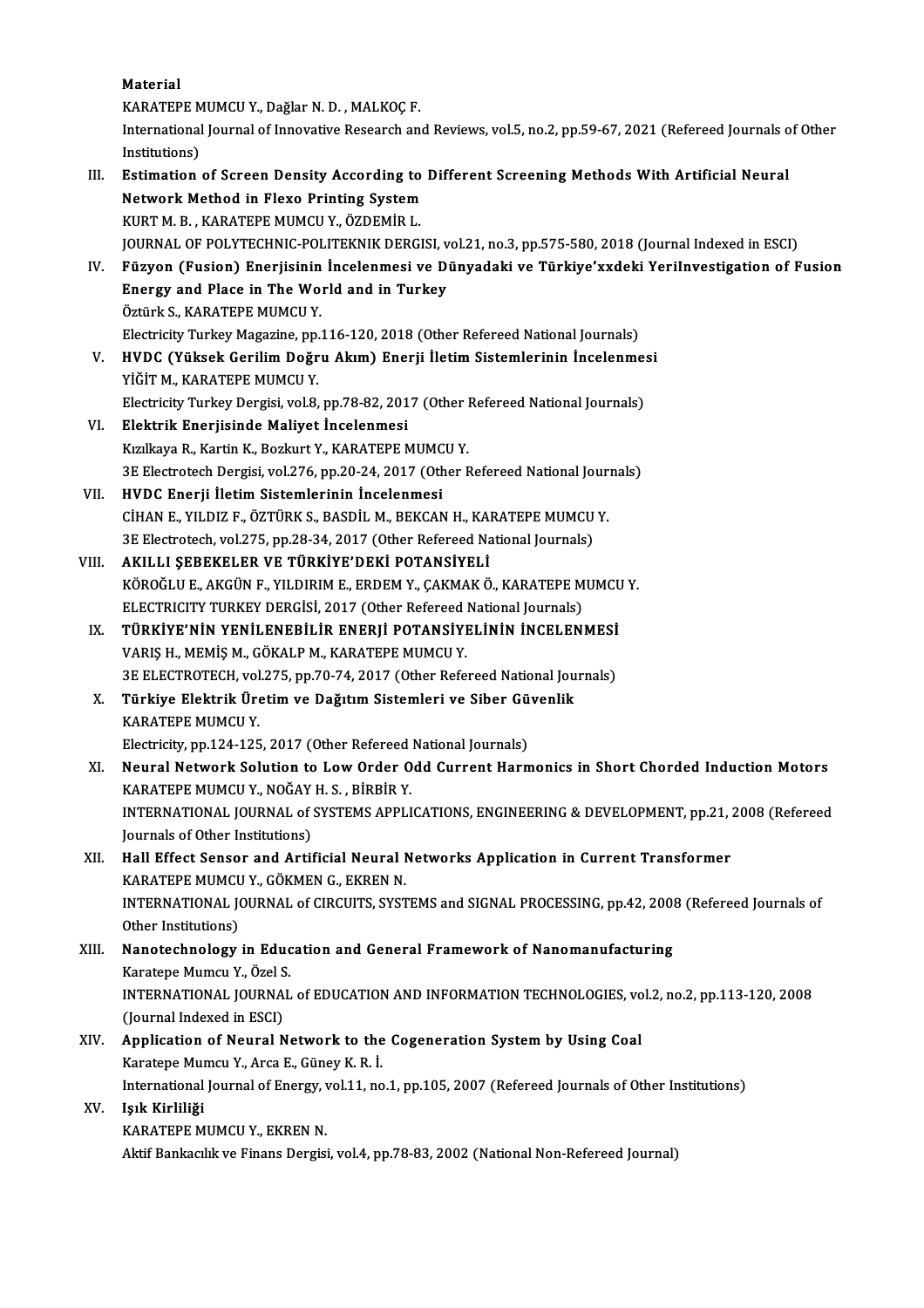Material
KARATEPE MUMCU Y., Dağlar N. D. , MALKOÇ F.
International Journal of Innovative Research and Reviews, vol.5, no.2, pp.59-67, 2021 (Refereed Journals of Other Institutions)

III. **Estimation of Screen Density According to Different Screening Methods With Artificial Neural Network Method in Flexo Printing System**
KURT M. B. , KARATEPE MUMCU Y., ÖZDEMİR L.
JOURNAL OF POLYTECHNIC-POLITEKNIK DERGISI, vol.21, no.3, pp.575-580, 2018 (Journal Indexed in ESCI)

IV. **Füzyon (Fusion) Enerjisinin İncelenmesi ve Dünyadaki ve Türkiye'xxdeki YeriInvestigation of Fusion Energy and Place in The World and in Turkey**
Öztürk S., KARATEPE MUMCU Y.
Electricity Turkey Magazine, pp.116-120, 2018 (Other Refereed National Journals)

V. **HVDC (Yüksek Gerilim Doğru Akım) Enerji İletim Sistemlerinin İncelenmesi**
YİĞİT M., KARATEPE MUMCU Y.
Electricity Turkey Dergisi, vol.8, pp.78-82, 2017 (Other Refereed National Journals)

VI. **Elektrik Enerjisinde Maliyet İncelenmesi**
Kızılkaya R., Kartin K., Bozkurt Y., KARATEPE MUMCU Y.
3E Electrotech Dergisi, vol.276, pp.20-24, 2017 (Other Refereed National Journals)

VII. **HVDC Enerji İletim Sistemlerinin İncelenmesi**
CİHAN E., YILDIZ F., ÖZTÜRK S., BASDİL M., BEKCAN H., KARATEPE MUMCU Y.
3E Electrotech, vol.275, pp.28-34, 2017 (Other Refereed National Journals)

VIII. **AKILLI ŞEBEKELER VE TÜRKİYE'DEKİ POTANSİYELİ**
KÖROĞLU E., AKGÜN F., YILDIRIM E., ERDEM Y., ÇAKMAK Ö., KARATEPE MUMCU Y.
ELECTRICITY TURKEY DERGİSİ, 2017 (Other Refereed National Journals)

IX. **TÜRKİYE'NİN YENİLENEBİLİR ENERJİ POTANSİYELİNİN İNCELENMESİ**
VARIŞ H., MEMİŞ M., GÖKALP M., KARATEPE MUMCU Y.
3E ELECTROTECH, vol.275, pp.70-74, 2017 (Other Refereed National Journals)

X. **Türkiye Elektrik Üretim ve Dağıtım Sistemleri ve Siber Güvenlik**
KARATEPE MUMCU Y.
Electricity, pp.124-125, 2017 (Other Refereed National Journals)

XI. **Neural Network Solution to Low Order Odd Current Harmonics in Short Chorded Induction Motors**
KARATEPE MUMCU Y., NOĞAY H. S. , BİRBİR Y.
INTERNATIONAL JOURNAL of SYSTEMS APPLICATIONS, ENGINEERING & DEVELOPMENT, pp.21, 2008 (Refereed Journals of Other Institutions)

XII. **Hall Effect Sensor and Artificial Neural Networks Application in Current Transformer**
KARATEPE MUMCU Y., GÖKMEN G., EKREN N.
INTERNATIONAL JOURNAL of CIRCUITS, SYSTEMS and SIGNAL PROCESSING, pp.42, 2008 (Refereed Journals of Other Institutions)

XIII. **Nanotechnology in Education and General Framework of Nanomanufacturing**
Karatepe Mumcu Y., Özel S.
INTERNATIONAL JOURNAL of EDUCATION AND INFORMATION TECHNOLOGIES, vol.2, no.2, pp.113-120, 2008 (Journal Indexed in ESCI)

XIV. **Application of Neural Network to the Cogeneration System by Using Coal**
Karatepe Mumcu Y., Arca E., Güney K. R. İ.
International Journal of Energy, vol.11, no.1, pp.105, 2007 (Refereed Journals of Other Institutions)

XV. **Işık Kirliliği**
KARATEPE MUMCU Y., EKREN N.
Aktif Bankacılık ve Finans Dergisi, vol.4, pp.78-83, 2002 (National Non-Refereed Journal)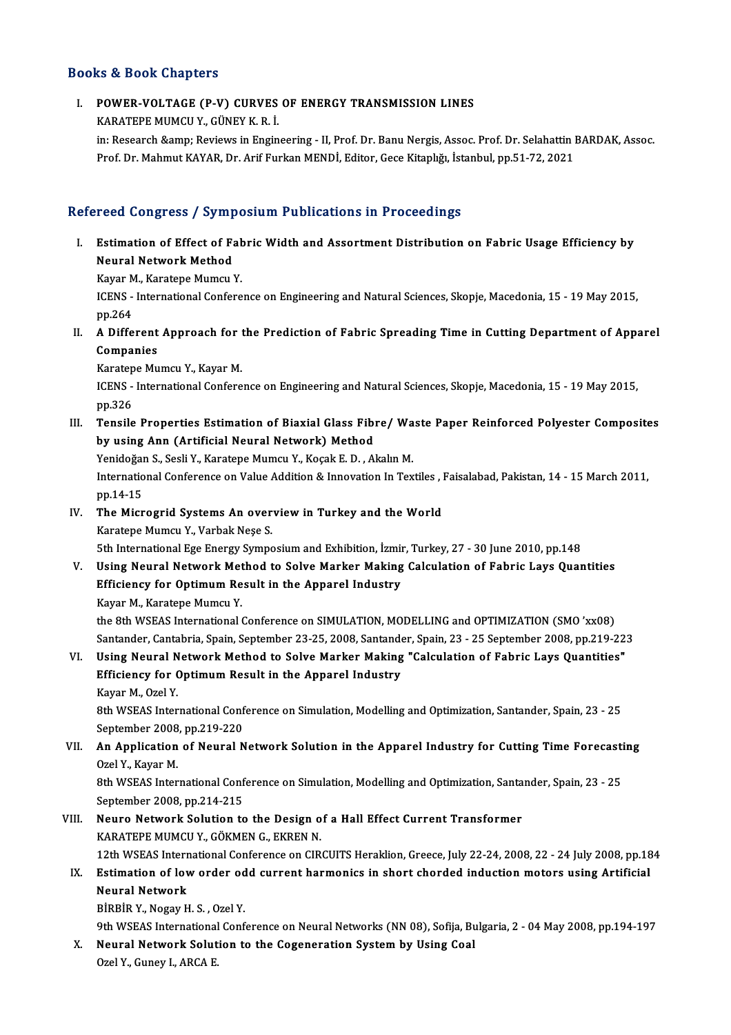## Books & Book Chapters

I. **POWER-VOLTAGE (P-V) CURVES OF ENERGY TRANSMISSION LINES**
   KARATEPE MUMCU Y., GÜNEY K. R. İ.
   in: Research &amp; Reviews in Engineering - II, Prof. Dr. Banu Nergis, Assoc. Prof. Dr. Selahattin BARDAK, Assoc. Prof. Dr. Mahmut KAYAR, Dr. Arif Furkan MENDİ, Editor, Gece Kitaplığı, İstanbul, pp.51-72, 2021

## Refereed Congress / Symposium Publications in Proceedings

I. **Estimation of Effect of Fabric Width and Assortment Distribution on Fabric Usage Efficiency by Neural Network Method**
   Kayar M., Karatepe Mumcu Y.
   ICENS - International Conference on Engineering and Natural Sciences, Skopje, Macedonia, 15 - 19 May 2015, pp.264

II. **A Different Approach for the Prediction of Fabric Spreading Time in Cutting Department of Apparel Companies**
   Karatepe Mumcu Y., Kayar M.
   ICENS - International Conference on Engineering and Natural Sciences, Skopje, Macedonia, 15 - 19 May 2015, pp.326

III. **Tensile Properties Estimation of Biaxial Glass Fibre/ Waste Paper Reinforced Polyester Composites by using Ann (Artificial Neural Network) Method**
   Yenidoğan S., Sesli Y., Karatepe Mumcu Y., Koçak E. D. , Akalın M.
   International Conference on Value Addition & Innovation In Textiles , Faisalabad, Pakistan, 14 - 15 March 2011, pp.14-15

IV. **The Microgrid Systems An overview in Turkey and the World**
   Karatepe Mumcu Y., Varbak Neşe S.
   5th International Ege Energy Symposium and Exhibition, İzmir, Turkey, 27 - 30 June 2010, pp.148

V. **Using Neural Network Method to Solve Marker Making Calculation of Fabric Lays Quantities Efficiency for Optimum Result in the Apparel Industry**
   Kayar M., Karatepe Mumcu Y.
   the 8th WSEAS International Conference on SIMULATION, MODELLING and OPTIMIZATION (SMO 'xx08) Santander, Cantabria, Spain, September 23-25, 2008, Santander, Spain, 23 - 25 September 2008, pp.219-223

VI. **Using Neural Network Method to Solve Marker Making "Calculation of Fabric Lays Quantities" Efficiency for Optimum Result in the Apparel Industry**
   Kayar M., Ozel Y.
   8th WSEAS International Conference on Simulation, Modelling and Optimization, Santander, Spain, 23 - 25 September 2008, pp.219-220

VII. **An Application of Neural Network Solution in the Apparel Industry for Cutting Time Forecasting**
   Ozel Y., Kayar M.
   8th WSEAS International Conference on Simulation, Modelling and Optimization, Santander, Spain, 23 - 25 September 2008, pp.214-215

VIII. **Neuro Network Solution to the Design of a Hall Effect Current Transformer**
   KARATEPE MUMCU Y., GÖKMEN G., EKREN N.
   12th WSEAS International Conference on CIRCUITS Heraklion, Greece, July 22-24, 2008, 22 - 24 July 2008, pp.184

IX. **Estimation of low order odd current harmonics in short chorded induction motors using Artificial Neural Network**
   BİRBİR Y., Nogay H. S. , Ozel Y.
   9th WSEAS International Conference on Neural Networks (NN 08), Sofija, Bulgaria, 2 - 04 May 2008, pp.194-197

X. **Neural Network Solution to the Cogeneration System by Using Coal**
   Ozel Y., Guney I., ARCA E.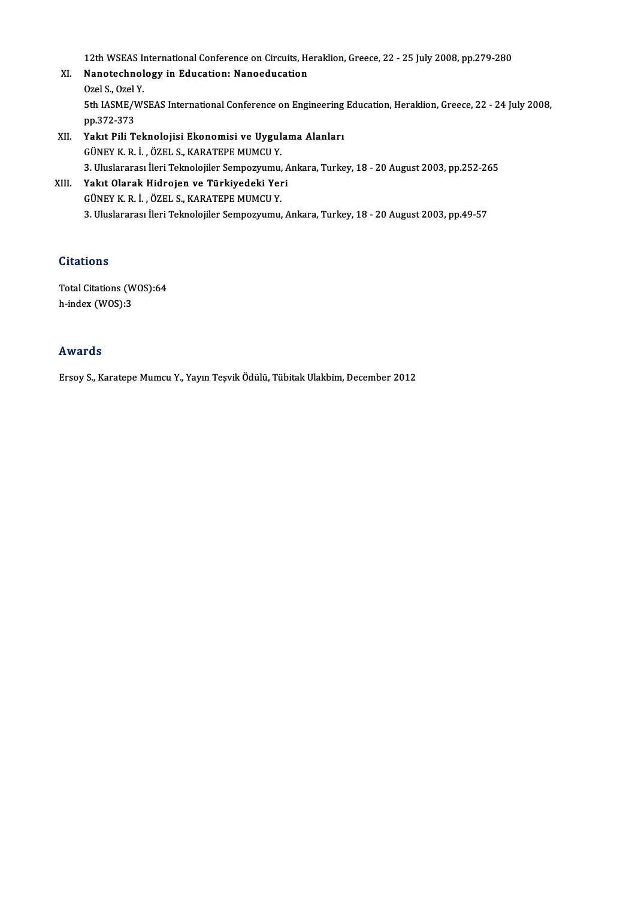12th WSEAS International Conference on Circuits, Heraklion, Greece, 22 - 25 July 2008, pp.279-280

XI. **Nanotechnology in Education: Nanoeducation**
Ozel S., Ozel Y.
5th IASME/WSEAS International Conference on Engineering Education, Heraklion, Greece, 22 - 24 July 2008, pp.372-373

XII. **Yakıt Pili Teknolojisi Ekonomisi ve Uygulama Alanları**
GÜNEY K. R. İ. , ÖZEL S., KARATEPE MUMCU Y.
3. Uluslararası İleri Teknolojiler Sempozyumu, Ankara, Turkey, 18 - 20 August 2003, pp.252-265

XIII. **Yakıt Olarak Hidrojen ve Türkiyedeki Yeri**
GÜNEY K. R. İ. , ÖZEL S., KARATEPE MUMCU Y.
3. Uluslararası İleri Teknolojiler Sempozyumu, Ankara, Turkey, 18 - 20 August 2003, pp.49-57

## Citations

Total Citations (WOS):64
h-index (WOS):3

## Awards

Ersoy S., Karatepe Mumcu Y., Yayın Teşvik Ödülü, Tübitak Ulakbim, December 2012